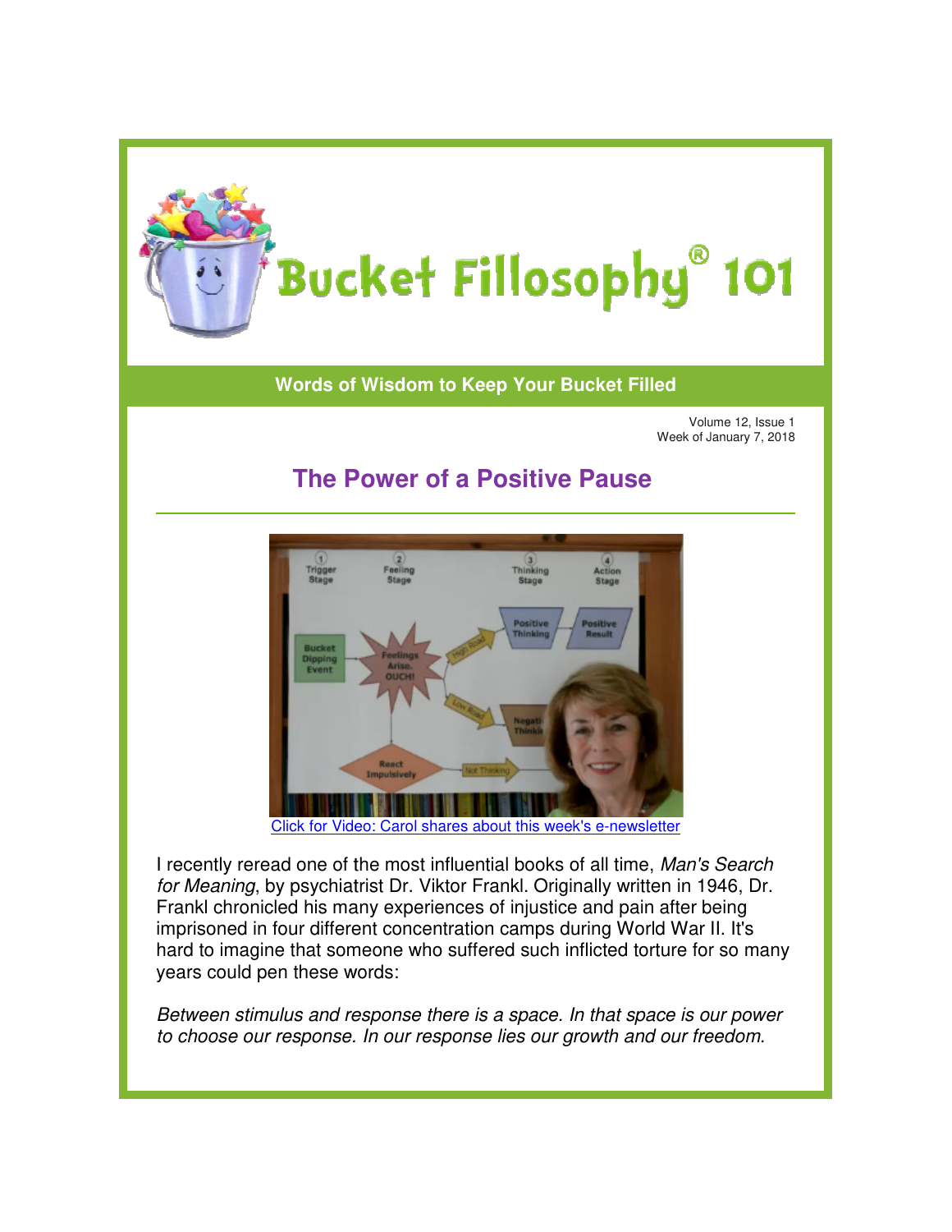# Bucket Fillosophy® 101

**Words of Wisdom to Keep Your Bucket Filled**

Volume 12, Issue 1
Week of January 7, 2018

## The Power of a Positive Pause

Click for Video: Carol shares about this week's e-newsletter

I recently reread one of the most influential books of all time, *Man's Search for Meaning*, by psychiatrist Dr. Viktor Frankl. Originally written in 1946, Dr. Frankl chronicled his many experiences of injustice and pain after being imprisoned in four different concentration camps during World War II. It's hard to imagine that someone who suffered such inflicted torture for so many years could pen these words:

*Between stimulus and response there is a space. In that space is our power to choose our response. In our response lies our growth and our freedom.*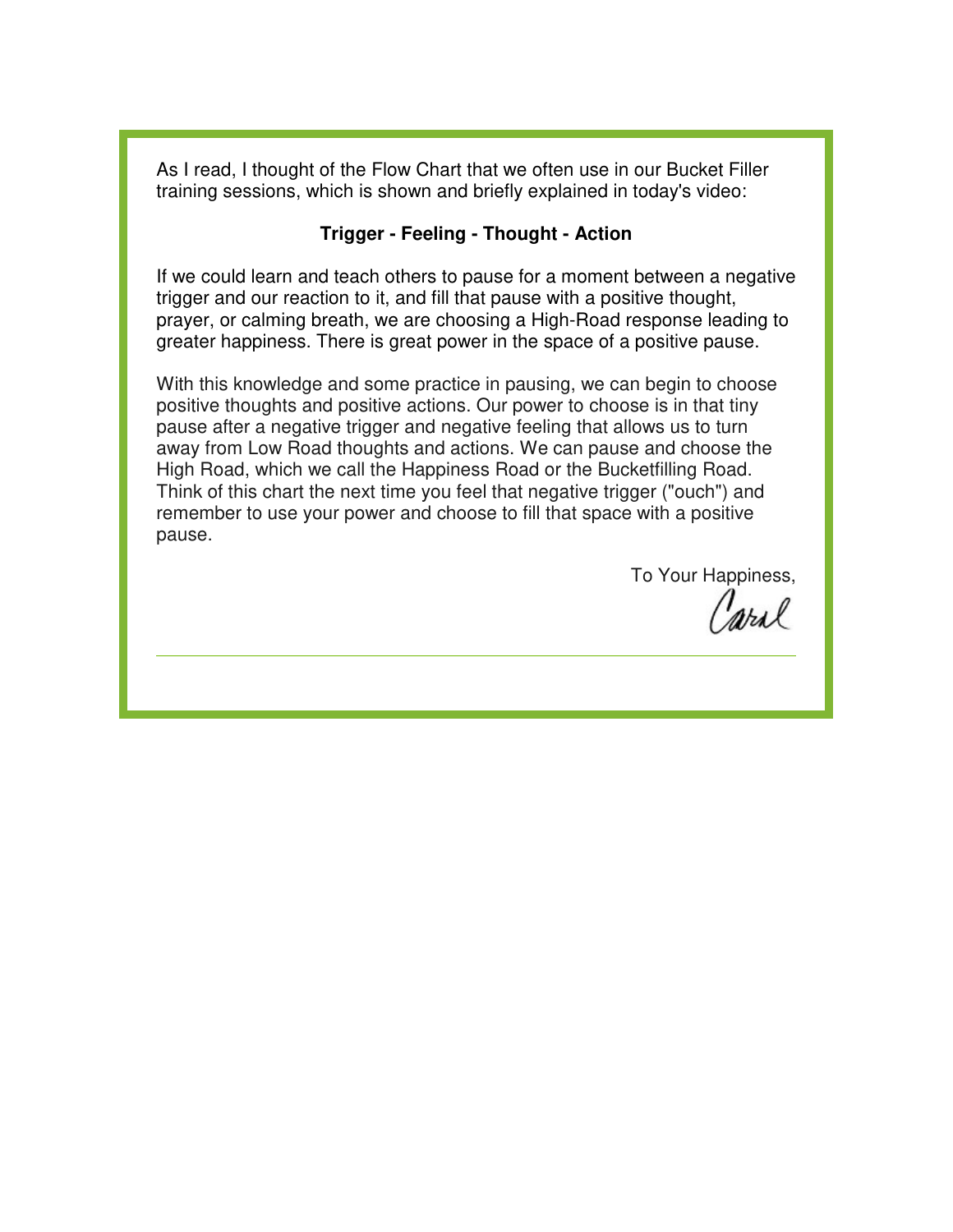As I read, I thought of the Flow Chart that we often use in our Bucket Filler training sessions, which is shown and briefly explained in today's video:

**Trigger - Feeling - Thought - Action**

If we could learn and teach others to pause for a moment between a negative trigger and our reaction to it, and fill that pause with a positive thought, prayer, or calming breath, we are choosing a High-Road response leading to greater happiness. There is great power in the space of a positive pause.

With this knowledge and some practice in pausing, we can begin to choose positive thoughts and positive actions. Our power to choose is in that tiny pause after a negative trigger and negative feeling that allows us to turn away from Low Road thoughts and actions. We can pause and choose the High Road, which we call the Happiness Road or the Bucketfilling Road. Think of this chart the next time you feel that negative trigger ("ouch") and remember to use your power and choose to fill that space with a positive pause.

To Your Happiness,

Carol